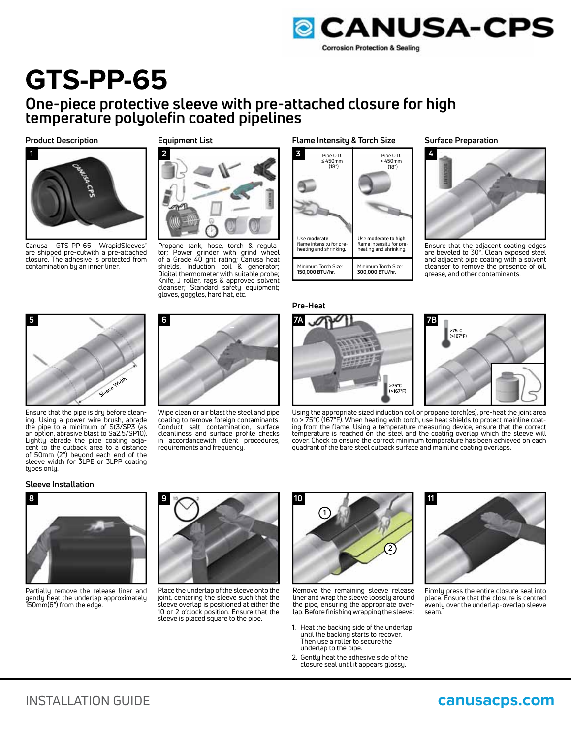# GTS-PP-65

## One-piece protective sleeve with pre-attached closure for high temperature polyolefin coated pipelines

### Product Description

**1**

Canusa GTS-PP-65 WrapidSleeves® are shipped pre-cutwith a pre-attached closure. The adhesive is protected from contamination by an inner liner.

### Equipment List

**2**

Propane tank, hose, torch & regulator; Power grinder with grind wheel of a Grade 40 grit rating; Canusa heat shields; Induction coil & generator; Digital thermometer with suitable probe; Knife, J roller, rags & approved solvent cleanser; Standard safety equipment; gloves, goggles, hard hat, etc.

### Flame Intensity & Torch Size

**3**

| Pipe O.D. ≤ 450mm (18") | Pipe O.D. > 450mm (18") |
|---|---|
| Use **moderate** flame intensity for pre-heating and shrinking. | Use **moderate to high** flame intensity for pre-heating and shrinking. |
| Minimum Torch Size: **150,000 BTU/hr.** | Minimum Torch Size: **300,000 BTU/hr.** |

### Surface Preparation

**4**

Ensure that the adjacent coating edges are beveled to 30°. Clean exposed steel and adjacent pipe coating with a solvent cleanser to remove the presence of oil, grease, and other contaminants.

**5**

Ensure that the pipe is dry before cleaning. Using a power wire brush, abrade the pipe to a minimum of St3/SP3 (as an option, abrasive blast to Sa2.5/SP10). Lightly abrade the pipe coating adjacent to the cutback area to a distance of 50mm (2") beyond each end of the sleeve width for 3LPE or 3LPP coating types only.

**6**

Wipe clean or air blast the steel and pipe coating to remove foreign contaminants. Conduct salt contamination, surface cleanliness and surface profile checks in accordancewith client procedures, requirements and frequency.

### Pre-Heat

**7A** >75°C (>167°F)

**7B** >75°C (>167°F)

Using the appropriate sized induction coil or propane torch(es), pre-heat the joint area to > 75°C (167°F). When heating with torch, use heat shields to protect mainline coating from the flame. Using a temperature measuring device, ensure that the correct temperature is reached on the steel and the coating overlap which the sleeve will cover. Check to ensure the correct minimum temperature has been achieved on each quadrant of the bare steel cutback surface and mainline coating overlaps.

### Sleeve Installation

**8**

Partially remove the release liner and gently heat the underlap approximately 150mm(6") from the edge.

**9**

Place the underlap of the sleeve onto the joint, centering the sleeve such that the sleeve overlap is positioned at either the 10 or 2 o'clock position. Ensure that the sleeve is placed square to the pipe.

**10**

Remove the remaining sleeve release liner and wrap the sleeve loosely around the pipe, ensuring the appropriate overlap. Before finishing wrapping the sleeve:

1. Heat the backing side of the underlap until the backing starts to recover. Then use a roller to secure the underlap to the pipe.
2. Gently heat the adhesive side of the closure seal until it appears glossy.

**11**

Firmly press the entire closure seal into place. Ensure that the closure is centred evenly over the underlap-overlap sleeve seam.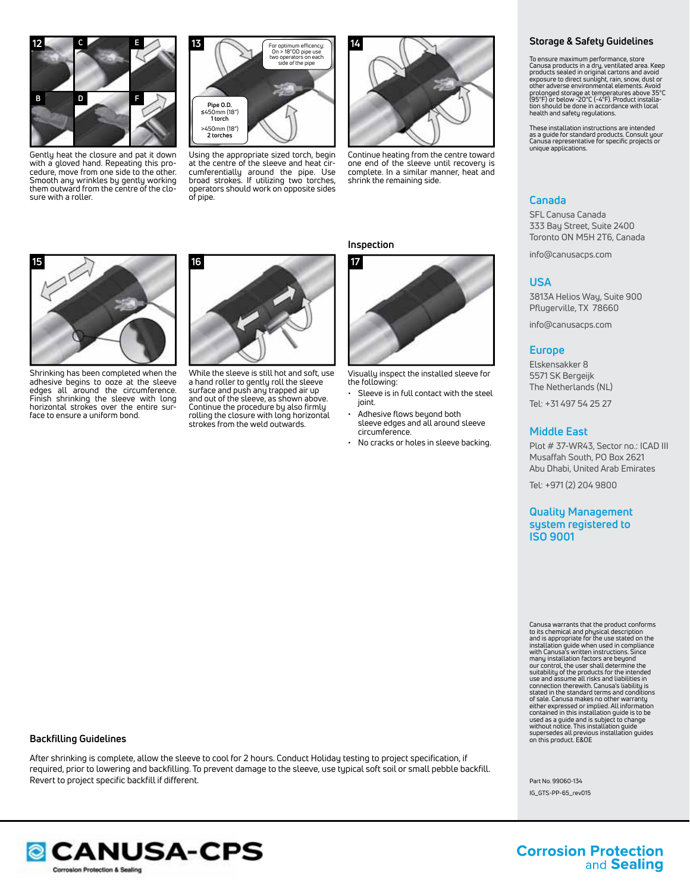12

Gently heat the closure and pat it down with a gloved hand. Repeating this procedure, move from one side to the other. Smooth any wrinkles by gently working them outward from the centre of the closure with a roller.

13

For optimum efficency: On > 18"OD pipe use two operators on each side of the pipe

Pipe O.D. ≤450mm (18") 1 torch

>450mm (18") 2 torches

Using the appropriate sized torch, begin at the centre of the sleeve and heat circumferentially around the pipe. Use broad strokes. If utilizing two torches, operators should work on opposite sides of pipe.

14

Continue heating from the centre toward one end of the sleeve until recovery is complete. In a similar manner, heat and shrink the remaining side.

15

Shrinking has been completed when the adhesive begins to ooze at the sleeve edges all around the circumference. Finish shrinking the sleeve with long horizontal strokes over the entire surface to ensure a uniform bond.

16

While the sleeve is still hot and soft, use a hand roller to gently roll the sleeve surface and push any trapped air up and out of the sleeve, as shown above. Continue the procedure by also firmly rolling the closure with long horizontal strokes from the weld outwards.

## Inspection

17

Visually inspect the installed sleeve for the following:

- Sleeve is in full contact with the steel joint.
- Adhesive flows beyond both sleeve edges and all around sleeve circumference.
- No cracks or holes in sleeve backing.

## Backfilling Guidelines

After shrinking is complete, allow the sleeve to cool for 2 hours. Conduct Holiday testing to project specification, if required, prior to lowering and backfilling. To prevent damage to the sleeve, use typical soft soil or small pebble backfill. Revert to project specific backfill if different.

## Storage & Safety Guidelines

To ensure maximum performance, store Canusa products in a dry, ventilated area. Keep products sealed in original cartons and avoid exposure to direct sunlight, rain, snow, dust or other adverse environmental elements. Avoid prolonged storage at temperatures above 35°C (95°F) or below -20°C (-4°F). Product installation should be done in accordance with local health and safety regulations.

These installation instructions are intended as a guide for standard products. Consult your Canusa representative for specific projects or unique applications.

## Canada

SFL Canusa Canada
333 Bay Street, Suite 2400
Toronto ON M5H 2T6, Canada

info@canusacps.com

## USA

3813A Helios Way, Suite 900
Pflugerville, TX 78660

info@canusacps.com

## Europe

Elskensakker 8
5571 SK Bergeijk
The Netherlands (NL)

Tel: +31 497 54 25 27

## Middle East

Plot # 37-WR43, Sector no.: ICAD III
Musaffah South, PO Box 2621
Abu Dhabi, United Arab Emirates

Tel: +971 (2) 204 9800

## Quality Management system registered to ISO 9001

Canusa warrants that the product conforms to its chemical and physical description and is appropriate for the use stated on the installation guide when used in compliance with Canusa's written instructions. Since many installation factors are beyond our control, the user shall determine the suitability of the products for the intended use and assume all risks and liabilities in connection therewith. Canusa's liability is stated in the standard terms and conditions of sale. Canusa makes no other warranty either expressed or implied. All information contained in this installation guide is to be used as a guide and is subject to change without notice. This installation guide supersedes all previous installation guides on this product. E&OE

Part No. 99060-134

IG_GTS-PP-65_rev015

CANUSA-CPS
Corrosion Protection & Sealing

Corrosion Protection and Sealing